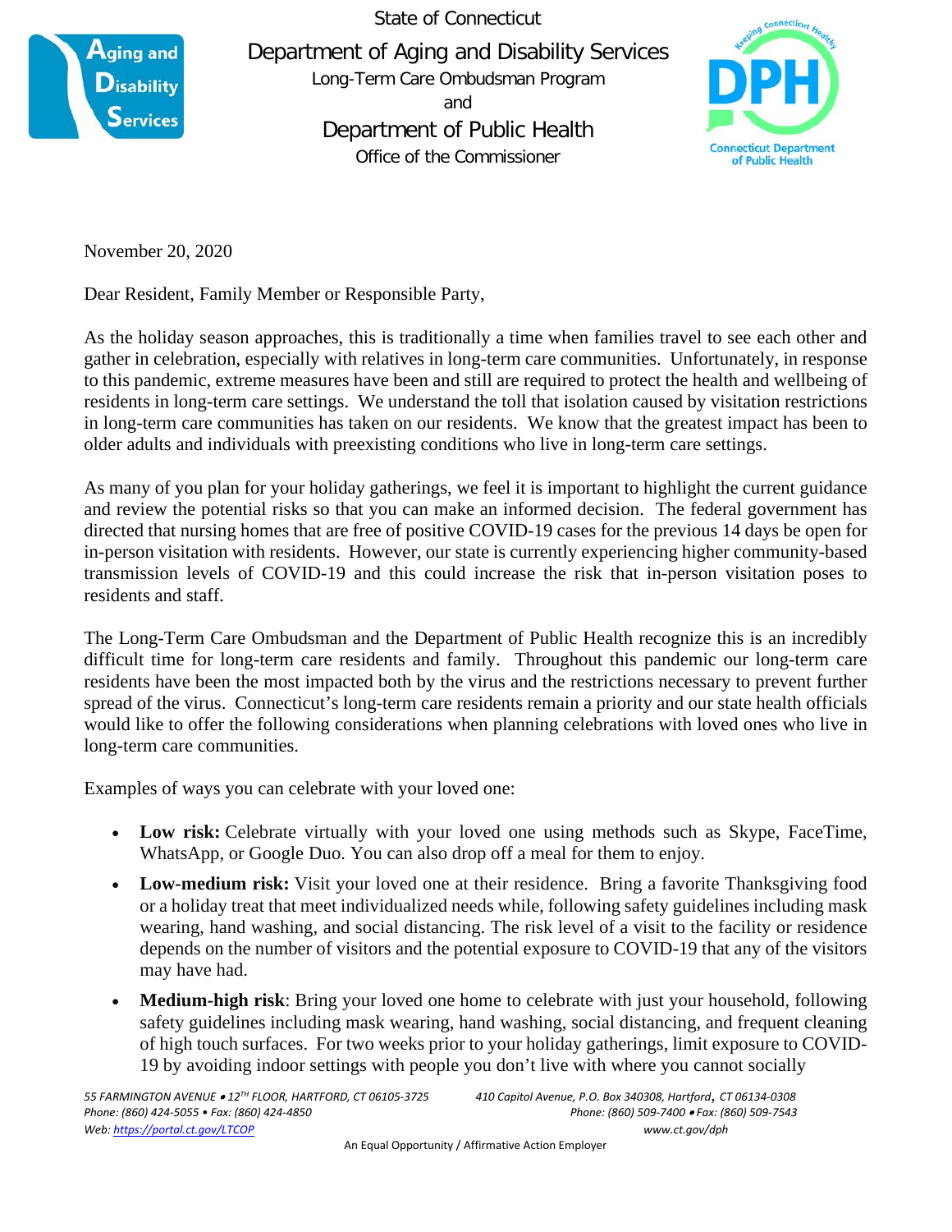State of Connecticut

Department of Aging and Disability Services

Long-Term Care Ombudsman Program

and

Department of Public Health

Office of the Commissioner

November 20, 2020

Dear Resident, Family Member or Responsible Party,

As the holiday season approaches, this is traditionally a time when families travel to see each other and gather in celebration, especially with relatives in long-term care communities. Unfortunately, in response to this pandemic, extreme measures have been and still are required to protect the health and wellbeing of residents in long-term care settings. We understand the toll that isolation caused by visitation restrictions in long-term care communities has taken on our residents. We know that the greatest impact has been to older adults and individuals with preexisting conditions who live in long-term care settings.

As many of you plan for your holiday gatherings, we feel it is important to highlight the current guidance and review the potential risks so that you can make an informed decision. The federal government has directed that nursing homes that are free of positive COVID-19 cases for the previous 14 days be open for in-person visitation with residents. However, our state is currently experiencing higher community-based transmission levels of COVID-19 and this could increase the risk that in-person visitation poses to residents and staff.

The Long-Term Care Ombudsman and the Department of Public Health recognize this is an incredibly difficult time for long-term care residents and family. Throughout this pandemic our long-term care residents have been the most impacted both by the virus and the restrictions necessary to prevent further spread of the virus. Connecticut's long-term care residents remain a priority and our state health officials would like to offer the following considerations when planning celebrations with loved ones who live in long-term care communities.

Examples of ways you can celebrate with your loved one:

- **Low risk:** Celebrate virtually with your loved one using methods such as Skype, FaceTime, WhatsApp, or Google Duo. You can also drop off a meal for them to enjoy.
- **Low-medium risk:** Visit your loved one at their residence. Bring a favorite Thanksgiving food or a holiday treat that meet individualized needs while, following safety guidelines including mask wearing, hand washing, and social distancing. The risk level of a visit to the facility or residence depends on the number of visitors and the potential exposure to COVID-19 that any of the visitors may have had.
- **Medium-high risk**: Bring your loved one home to celebrate with just your household, following safety guidelines including mask wearing, hand washing, social distancing, and frequent cleaning of high touch surfaces. For two weeks prior to your holiday gatherings, limit exposure to COVID-19 by avoiding indoor settings with people you don't live with where you cannot socially

*55 FARMINGTON AVENUE • 12TH FLOOR, HARTFORD, CT 06105-3725*
*Phone: (860) 424-5055 • Fax: (860) 424-4850*
*Web: https://portal.ct.gov/LTCOP*

*410 Capitol Avenue, P.O. Box 340308, Hartford, CT 06134-0308*
*Phone: (860) 509-7400 • Fax: (860) 509-7543*
*www.ct.gov/dph*

An Equal Opportunity / Affirmative Action Employer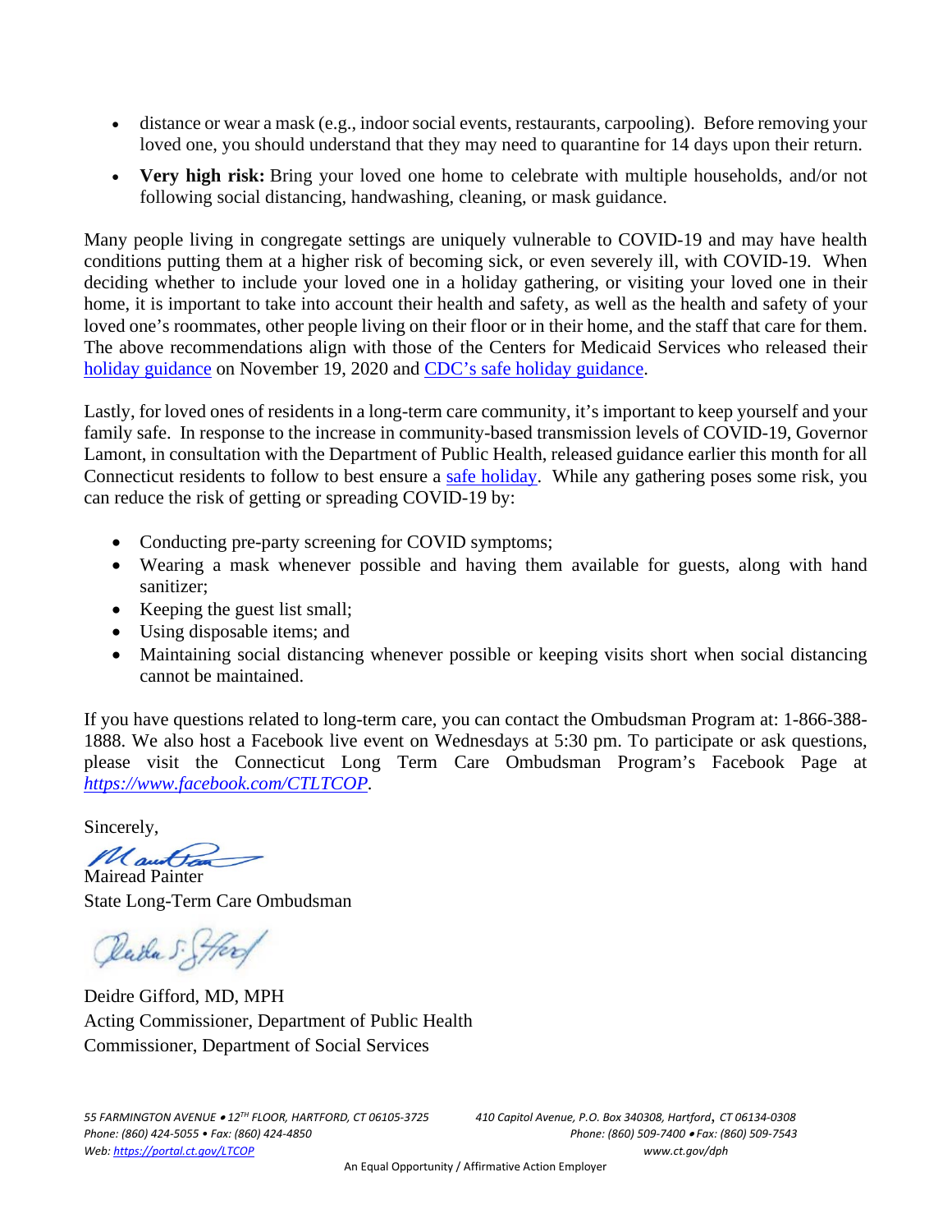- distance or wear a mask (e.g., indoor social events, restaurants, carpooling). Before removing your loved one, you should understand that they may need to quarantine for 14 days upon their return.
- **Very high risk:** Bring your loved one home to celebrate with multiple households, and/or not following social distancing, handwashing, cleaning, or mask guidance.

Many people living in congregate settings are uniquely vulnerable to COVID-19 and may have health conditions putting them at a higher risk of becoming sick, or even severely ill, with COVID-19. When deciding whether to include your loved one in a holiday gathering, or visiting your loved one in their home, it is important to take into account their health and safety, as well as the health and safety of your loved one's roommates, other people living on their floor or in their home, and the staff that care for them. The above recommendations align with those of the Centers for Medicaid Services who released their holiday guidance on November 19, 2020 and CDC's safe holiday guidance.

Lastly, for loved ones of residents in a long-term care community, it's important to keep yourself and your family safe. In response to the increase in community-based transmission levels of COVID-19, Governor Lamont, in consultation with the Department of Public Health, released guidance earlier this month for all Connecticut residents to follow to best ensure a safe holiday. While any gathering poses some risk, you can reduce the risk of getting or spreading COVID-19 by:

- Conducting pre-party screening for COVID symptoms;
- Wearing a mask whenever possible and having them available for guests, along with hand sanitizer;
- Keeping the guest list small;
- Using disposable items; and
- Maintaining social distancing whenever possible or keeping visits short when social distancing cannot be maintained.

If you have questions related to long-term care, you can contact the Ombudsman Program at: 1-866-388-1888. We also host a Facebook live event on Wednesdays at 5:30 pm. To participate or ask questions, please visit the Connecticut Long Term Care Ombudsman Program's Facebook Page at *https://www.facebook.com/CTLTCOP*.

Sincerely,

Mairead Painter
State Long-Term Care Ombudsman

Deidre Gifford, MD, MPH
Acting Commissioner, Department of Public Health
Commissioner, Department of Social Services

*55 FARMINGTON AVENUE • 12TH FLOOR, HARTFORD, CT 06105-3725*
*Phone: (860) 424-5055 • Fax: (860) 424-4850*
*Web: https://portal.ct.gov/LTCOP*

*410 Capitol Avenue, P.O. Box 340308, Hartford, CT 06134-0308*
*Phone: (860) 509-7400 • Fax: (860) 509-7543*
*www.ct.gov/dph*

An Equal Opportunity / Affirmative Action Employer